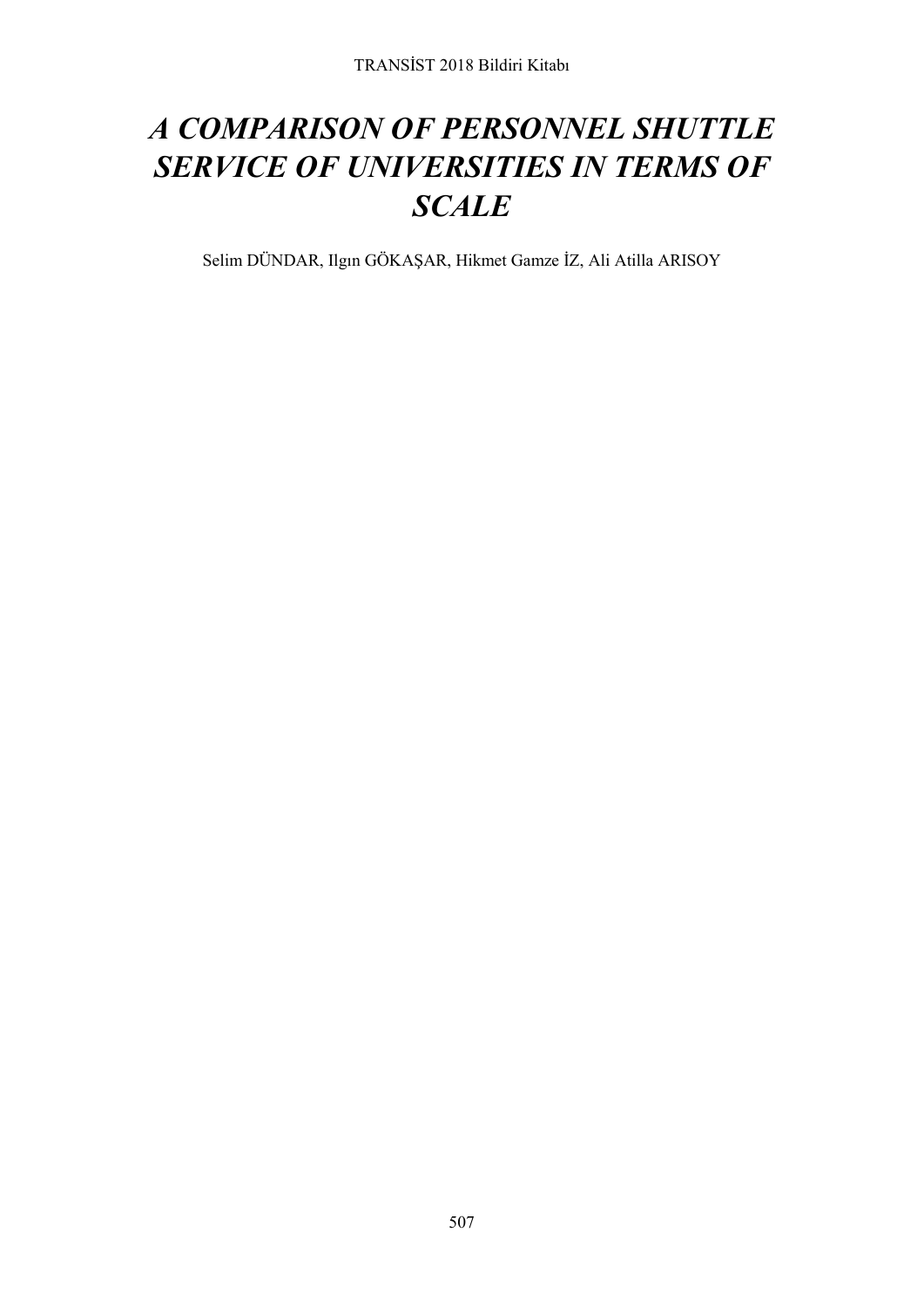# *A COMPARISON OF PERSONNEL SHUTTLE SERVICE OF UNIVERSITIES IN TERMS OF SCALE*

Selim DÜNDAR, Ilgın GÖKAŞAR, Hikmet Gamze İZ, Ali Atilla ARISOY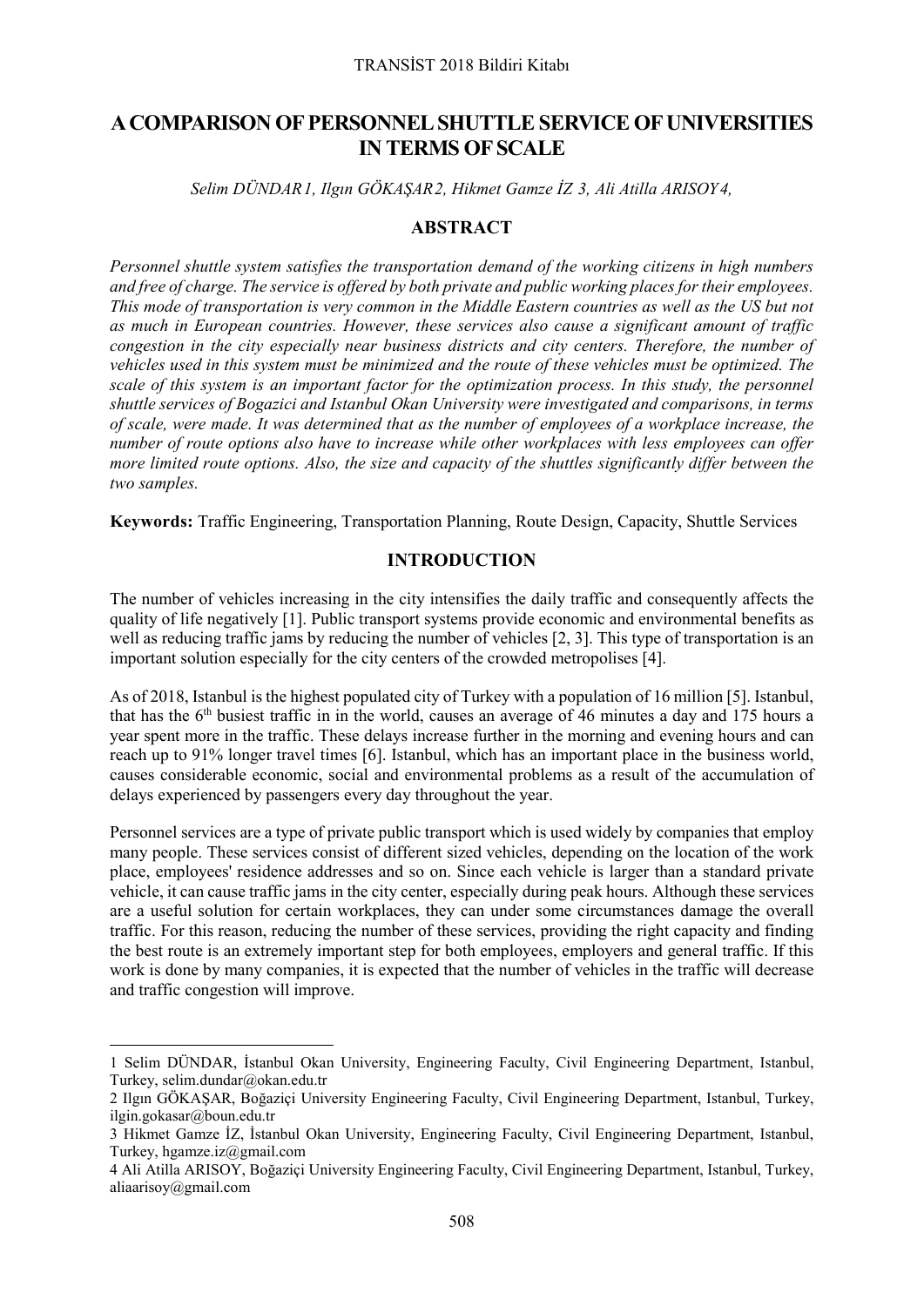# A COMPARISON OF PERSONNEL SHUTTLE SERVICE OF UNIVERSITIES IN TERMS OF SCALE

*Selim DÜNDAR 1, Ilgın GÖKAŞAR 2, Hikmet Gamze İZ 3, Ali Atilla ARISOY 4,*

## ABSTRACT

*Personnel shuttle system satisfies the transportation demand of the working citizens in high numbers and free of charge. The service is offered by both private and public working places for their employees. This mode of transportation is very common in the Middle Eastern countries as well as the US but not as much in European countries. However, these services also cause a significant amount of traffic congestion in the city especially near business districts and city centers. Therefore, the number of vehicles used in this system must be minimized and the route of these vehicles must be optimized. The scale of this system is an important factor for the optimization process. In this study, the personnel shuttle services of Bogazici and Istanbul Okan University were investigated and comparisons, in terms of scale, were made. It was determined that as the number of employees of a workplace increase, the number of route options also have to increase while other workplaces with less employees can offer more limited route options. Also, the size and capacity of the shuttles significantly differ between the two samples.*

**Keywords:** Traffic Engineering, Transportation Planning, Route Design, Capacity, Shuttle Services

## INTRODUCTION

The number of vehicles increasing in the city intensifies the daily traffic and consequently affects the quality of life negatively [1]. Public transport systems provide economic and environmental benefits as well as reducing traffic jams by reducing the number of vehicles [2, 3]. This type of transportation is an important solution especially for the city centers of the crowded metropolises [4].

As of 2018, Istanbul is the highest populated city of Turkey with a population of 16 million [5]. Istanbul, that has the 6th busiest traffic in in the world, causes an average of 46 minutes a day and 175 hours a year spent more in the traffic. These delays increase further in the morning and evening hours and can reach up to 91% longer travel times [6]. Istanbul, which has an important place in the business world, causes considerable economic, social and environmental problems as a result of the accumulation of delays experienced by passengers every day throughout the year.

Personnel services are a type of private public transport which is used widely by companies that employ many people. These services consist of different sized vehicles, depending on the location of the work place, employees' residence addresses and so on. Since each vehicle is larger than a standard private vehicle, it can cause traffic jams in the city center, especially during peak hours. Although these services are a useful solution for certain workplaces, they can under some circumstances damage the overall traffic. For this reason, reducing the number of these services, providing the right capacity and finding the best route is an extremely important step for both employees, employers and general traffic. If this work is done by many companies, it is expected that the number of vehicles in the traffic will decrease and traffic congestion will improve.

---

1 Selim DÜNDAR, İstanbul Okan University, Engineering Faculty, Civil Engineering Department, Istanbul, Turkey, selim.dundar@okan.edu.tr

2 Ilgın GÖKAŞAR, Boğaziçi University Engineering Faculty, Civil Engineering Department, Istanbul, Turkey, ilgin.gokasar@boun.edu.tr

3 Hikmet Gamze İZ, İstanbul Okan University, Engineering Faculty, Civil Engineering Department, Istanbul, Turkey, hgamze.iz@gmail.com

4 Ali Atilla ARISOY, Boğaziçi University Engineering Faculty, Civil Engineering Department, Istanbul, Turkey, aliaarisoy@gmail.com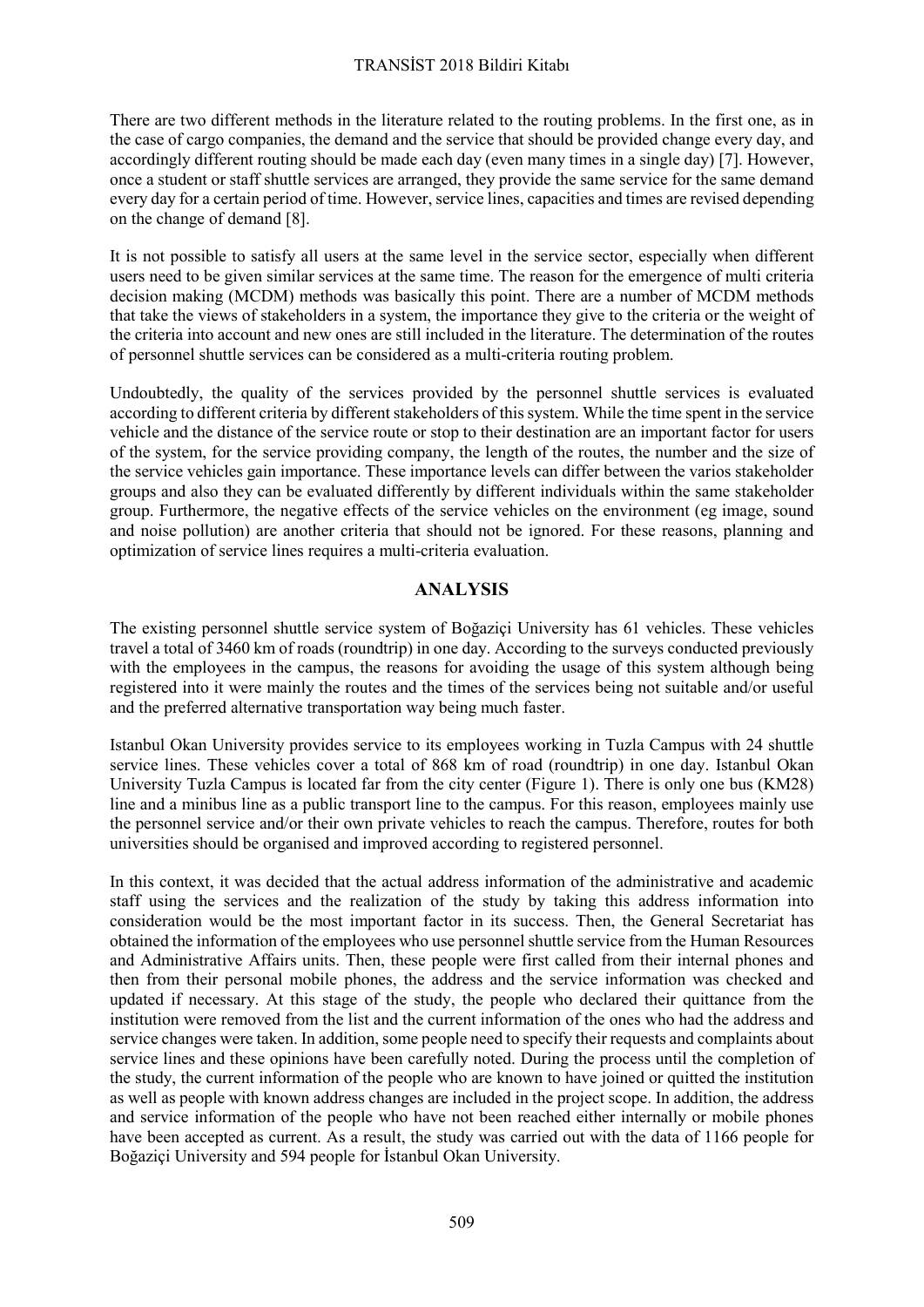There are two different methods in the literature related to the routing problems. In the first one, as in the case of cargo companies, the demand and the service that should be provided change every day, and accordingly different routing should be made each day (even many times in a single day) [7]. However, once a student or staff shuttle services are arranged, they provide the same service for the same demand every day for a certain period of time. However, service lines, capacities and times are revised depending on the change of demand [8].

It is not possible to satisfy all users at the same level in the service sector, especially when different users need to be given similar services at the same time. The reason for the emergence of multi criteria decision making (MCDM) methods was basically this point. There are a number of MCDM methods that take the views of stakeholders in a system, the importance they give to the criteria or the weight of the criteria into account and new ones are still included in the literature. The determination of the routes of personnel shuttle services can be considered as a multi-criteria routing problem.

Undoubtedly, the quality of the services provided by the personnel shuttle services is evaluated according to different criteria by different stakeholders of this system. While the time spent in the service vehicle and the distance of the service route or stop to their destination are an important factor for users of the system, for the service providing company, the length of the routes, the number and the size of the service vehicles gain importance. These importance levels can differ between the varios stakeholder groups and also they can be evaluated differently by different individuals within the same stakeholder group. Furthermore, the negative effects of the service vehicles on the environment (eg image, sound and noise pollution) are another criteria that should not be ignored. For these reasons, planning and optimization of service lines requires a multi-criteria evaluation.

## ANALYSIS

The existing personnel shuttle service system of Boğaziçi University has 61 vehicles. These vehicles travel a total of 3460 km of roads (roundtrip) in one day. According to the surveys conducted previously with the employees in the campus, the reasons for avoiding the usage of this system although being registered into it were mainly the routes and the times of the services being not suitable and/or useful and the preferred alternative transportation way being much faster.

Istanbul Okan University provides service to its employees working in Tuzla Campus with 24 shuttle service lines. These vehicles cover a total of 868 km of road (roundtrip) in one day. Istanbul Okan University Tuzla Campus is located far from the city center (Figure 1). There is only one bus (KM28) line and a minibus line as a public transport line to the campus. For this reason, employees mainly use the personnel service and/or their own private vehicles to reach the campus. Therefore, routes for both universities should be organised and improved according to registered personnel.

In this context, it was decided that the actual address information of the administrative and academic staff using the services and the realization of the study by taking this address information into consideration would be the most important factor in its success. Then, the General Secretariat has obtained the information of the employees who use personnel shuttle service from the Human Resources and Administrative Affairs units. Then, these people were first called from their internal phones and then from their personal mobile phones, the address and the service information was checked and updated if necessary. At this stage of the study, the people who declared their quittance from the institution were removed from the list and the current information of the ones who had the address and service changes were taken. In addition, some people need to specify their requests and complaints about service lines and these opinions have been carefully noted. During the process until the completion of the study, the current information of the people who are known to have joined or quitted the institution as well as people with known address changes are included in the project scope. In addition, the address and service information of the people who have not been reached either internally or mobile phones have been accepted as current. As a result, the study was carried out with the data of 1166 people for Boğaziçi University and 594 people for İstanbul Okan University.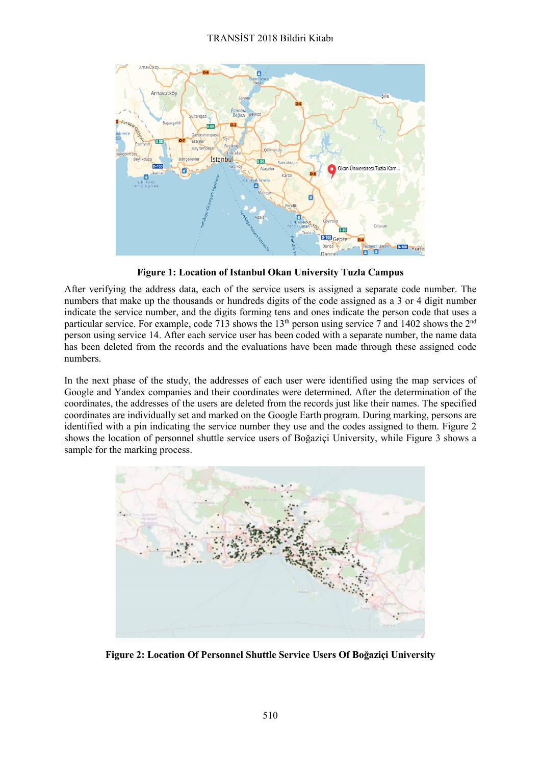**Figure 1: Location of Istanbul Okan University Tuzla Campus**

After verifying the address data, each of the service users is assigned a separate code number. The numbers that make up the thousands or hundreds digits of the code assigned as a 3 or 4 digit number indicate the service number, and the digits forming tens and ones indicate the person code that uses a particular service. For example, code 713 shows the 13th person using service 7 and 1402 shows the 2nd person using service 14. After each service user has been coded with a separate number, the name data has been deleted from the records and the evaluations have been made through these assigned code numbers.

In the next phase of the study, the addresses of each user were identified using the map services of Google and Yandex companies and their coordinates were determined. After the determination of the coordinates, the addresses of the users are deleted from the records just like their names. The specified coordinates are individually set and marked on the Google Earth program. During marking, persons are identified with a pin indicating the service number they use and the codes assigned to them. Figure 2 shows the location of personnel shuttle service users of Boğaziçi University, while Figure 3 shows a sample for the marking process.

**Figure 2: Location Of Personnel Shuttle Service Users Of Boğaziçi University**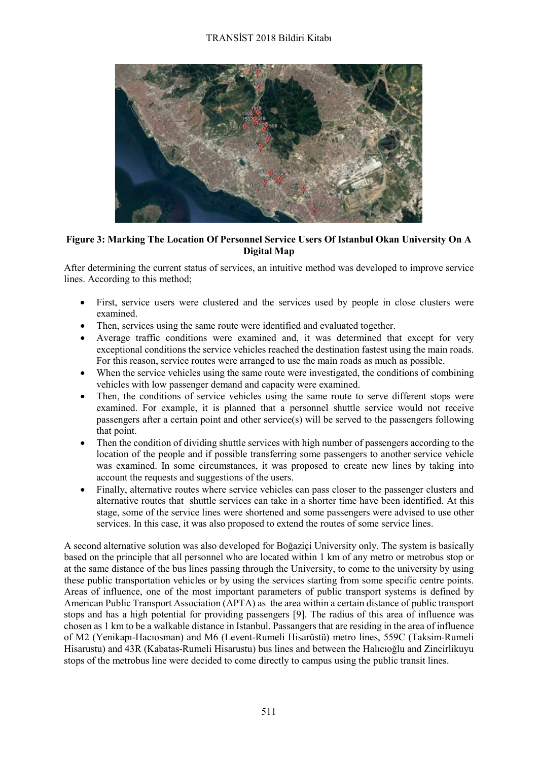**Figure 3: Marking The Location Of Personnel Service Users Of Istanbul Okan University On A Digital Map**

After determining the current status of services, an intuitive method was developed to improve service lines. According to this method;

- First, service users were clustered and the services used by people in close clusters were examined.
- Then, services using the same route were identified and evaluated together.
- Average traffic conditions were examined and, it was determined that except for very exceptional conditions the service vehicles reached the destination fastest using the main roads. For this reason, service routes were arranged to use the main roads as much as possible.
- When the service vehicles using the same route were investigated, the conditions of combining vehicles with low passenger demand and capacity were examined.
- Then, the conditions of service vehicles using the same route to serve different stops were examined. For example, it is planned that a personnel shuttle service would not receive passengers after a certain point and other service(s) will be served to the passengers following that point.
- Then the condition of dividing shuttle services with high number of passengers according to the location of the people and if possible transferring some passengers to another service vehicle was examined. In some circumstances, it was proposed to create new lines by taking into account the requests and suggestions of the users.
- Finally, alternative routes where service vehicles can pass closer to the passenger clusters and alternative routes that shuttle services can take in a shorter time have been identified. At this stage, some of the service lines were shortened and some passengers were advised to use other services. In this case, it was also proposed to extend the routes of some service lines.

A second alternative solution was also developed for Boğaziçi University only. The system is basically based on the principle that all personnel who are located within 1 km of any metro or metrobus stop or at the same distance of the bus lines passing through the University, to come to the university by using these public transportation vehicles or by using the services starting from some specific centre points. Areas of influence, one of the most important parameters of public transport systems is defined by American Public Transport Association (APTA) as the area within a certain distance of public transport stops and has a high potential for providing passengers [9]. The radius of this area of influence was chosen as 1 km to be a walkable distance in Istanbul. Passangers that are residing in the area of influence of M2 (Yenikapı-Hacıosman) and M6 (Levent-Rumeli Hisarüstü) metro lines, 559C (Taksim-Rumeli Hisarustu) and 43R (Kabatas-Rumeli Hisarustu) bus lines and between the Halıcıoğlu and Zincirlikuyu stops of the metrobus line were decided to come directly to campus using the public transit lines.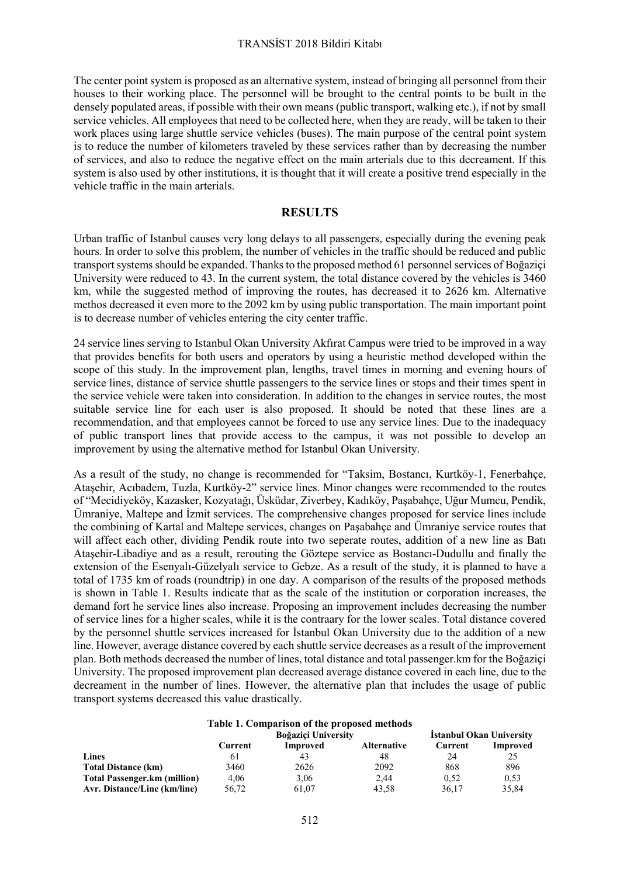The center point system is proposed as an alternative system, instead of bringing all personnel from their houses to their working place. The personnel will be brought to the central points to be built in the densely populated areas, if possible with their own means (public transport, walking etc.), if not by small service vehicles. All employees that need to be collected here, when they are ready, will be taken to their work places using large shuttle service vehicles (buses). The main purpose of the central point system is to reduce the number of kilometers traveled by these services rather than by decreasing the number of services, and also to reduce the negative effect on the main arterials due to this decreament. If this system is also used by other institutions, it is thought that it will create a positive trend especially in the vehicle traffic in the main arterials.

## RESULTS

Urban traffic of Istanbul causes very long delays to all passengers, especially during the evening peak hours. In order to solve this problem, the number of vehicles in the traffic should be reduced and public transport systems should be expanded. Thanks to the proposed method 61 personnel services of Boğaziçi University were reduced to 43. In the current system, the total distance covered by the vehicles is 3460 km, while the suggested method of improving the routes, has decreased it to 2626 km. Alternative methos decreased it even more to the 2092 km by using public transportation. The main important point is to decrease number of vehicles entering the city center traffic.

24 service lines serving to Istanbul Okan University Akfırat Campus were tried to be improved in a way that provides benefits for both users and operators by using a heuristic method developed within the scope of this study. In the improvement plan, lengths, travel times in morning and evening hours of service lines, distance of service shuttle passengers to the service lines or stops and their times spent in the service vehicle were taken into consideration. In addition to the changes in service routes, the most suitable service line for each user is also proposed. It should be noted that these lines are a recommendation, and that employees cannot be forced to use any service lines. Due to the inadequacy of public transport lines that provide access to the campus, it was not possible to develop an improvement by using the alternative method for Istanbul Okan University.

As a result of the study, no change is recommended for "Taksim, Bostancı, Kurtköy-1, Fenerbahçe, Ataşehir, Acıbadem, Tuzla, Kurtköy-2" service lines. Minor changes were recommended to the routes of "Mecidiyeköy, Kazasker, Kozyatağı, Üsküdar, Ziverbey, Kadıköy, Paşabahçe, Uğur Mumcu, Pendik, Ümraniye, Maltepe and İzmit services. The comprehensive changes proposed for service lines include the combining of Kartal and Maltepe services, changes on Paşabahçe and Ümraniye service routes that will affect each other, dividing Pendik route into two seperate routes, addition of a new line as Batı Ataşehir-Libadiye and as a result, rerouting the Göztepe service as Bostancı-Dudullu and finally the extension of the Esenyalı-Güzelyalı service to Gebze. As a result of the study, it is planned to have a total of 1735 km of roads (roundtrip) in one day. A comparison of the results of the proposed methods is shown in Table 1. Results indicate that as the scale of the institution or corporation increases, the demand fort he service lines also increase. Proposing an improvement includes decreasing the number of service lines for a higher scales, while it is the contraary for the lower scales. Total distance covered by the personnel shuttle services increased for İstanbul Okan University due to the addition of a new line. However, average distance covered by each shuttle service decreases as a result of the improvement plan. Both methods decreased the number of lines, total distance and total passenger.km for the Boğaziçi University. The proposed improvement plan decreased average distance covered in each line, due to the decreament in the number of lines. However, the alternative plan that includes the usage of public transport systems decreased this value drastically.

**Table 1. Comparison of the proposed methods**

| | Boğaziçi University | | | İstanbul Okan University | |
|---|---|---|---|---|---|
| | Current | Improved | Alternative | Current | Improved |
| **Lines** | 61 | 43 | 48 | 24 | 25 |
| **Total Distance (km)** | 3460 | 2626 | 2092 | 868 | 896 |
| **Total Passenger.km (million)** | 4,06 | 3,06 | 2,44 | 0,52 | 0,53 |
| **Avr. Distance/Line (km/line)** | 56,72 | 61,07 | 43,58 | 36,17 | 35,84 |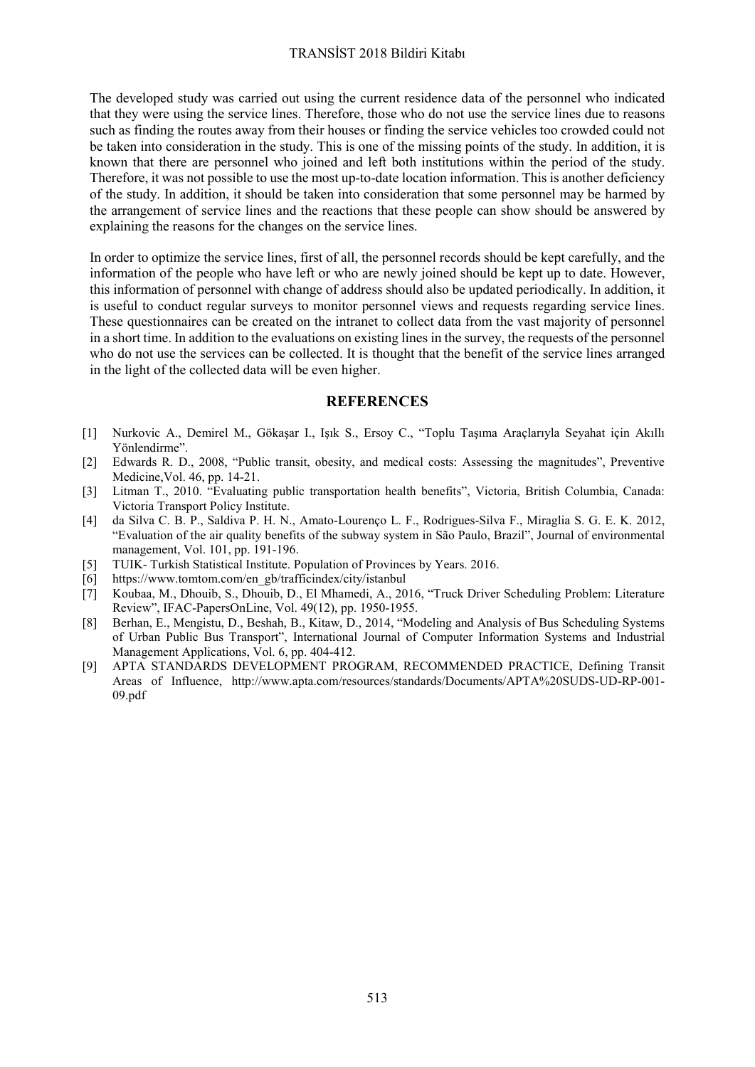The developed study was carried out using the current residence data of the personnel who indicated that they were using the service lines. Therefore, those who do not use the service lines due to reasons such as finding the routes away from their houses or finding the service vehicles too crowded could not be taken into consideration in the study. This is one of the missing points of the study. In addition, it is known that there are personnel who joined and left both institutions within the period of the study. Therefore, it was not possible to use the most up-to-date location information. This is another deficiency of the study. In addition, it should be taken into consideration that some personnel may be harmed by the arrangement of service lines and the reactions that these people can show should be answered by explaining the reasons for the changes on the service lines.

In order to optimize the service lines, first of all, the personnel records should be kept carefully, and the information of the people who have left or who are newly joined should be kept up to date. However, this information of personnel with change of address should also be updated periodically. In addition, it is useful to conduct regular surveys to monitor personnel views and requests regarding service lines. These questionnaires can be created on the intranet to collect data from the vast majority of personnel in a short time. In addition to the evaluations on existing lines in the survey, the requests of the personnel who do not use the services can be collected. It is thought that the benefit of the service lines arranged in the light of the collected data will be even higher.

## REFERENCES

[1] Nurkovic A., Demirel M., Gökaşar I., Işık S., Ersoy C., "Toplu Taşıma Araçlarıyla Seyahat için Akıllı Yönlendirme".

[2] Edwards R. D., 2008, "Public transit, obesity, and medical costs: Assessing the magnitudes", Preventive Medicine,Vol. 46, pp. 14-21.

[3] Litman T., 2010. "Evaluating public transportation health benefits", Victoria, British Columbia, Canada: Victoria Transport Policy Institute.

[4] da Silva C. B. P., Saldiva P. H. N., Amato-Lourenço L. F., Rodrigues-Silva F., Miraglia S. G. E. K. 2012, "Evaluation of the air quality benefits of the subway system in São Paulo, Brazil", Journal of environmental management, Vol. 101, pp. 191-196.

[5] TUIK- Turkish Statistical Institute. Population of Provinces by Years. 2016.

[6] https://www.tomtom.com/en_gb/trafficindex/city/istanbul

[7] Koubaa, M., Dhouib, S., Dhouib, D., El Mhamedi, A., 2016, "Truck Driver Scheduling Problem: Literature Review", IFAC-PapersOnLine, Vol. 49(12), pp. 1950-1955.

[8] Berhan, E., Mengistu, D., Beshah, B., Kitaw, D., 2014, "Modeling and Analysis of Bus Scheduling Systems of Urban Public Bus Transport", International Journal of Computer Information Systems and Industrial Management Applications, Vol. 6, pp. 404-412.

[9] APTA STANDARDS DEVELOPMENT PROGRAM, RECOMMENDED PRACTICE, Defining Transit Areas of Influence, http://www.apta.com/resources/standards/Documents/APTA%20SUDS-UD-RP-001-09.pdf